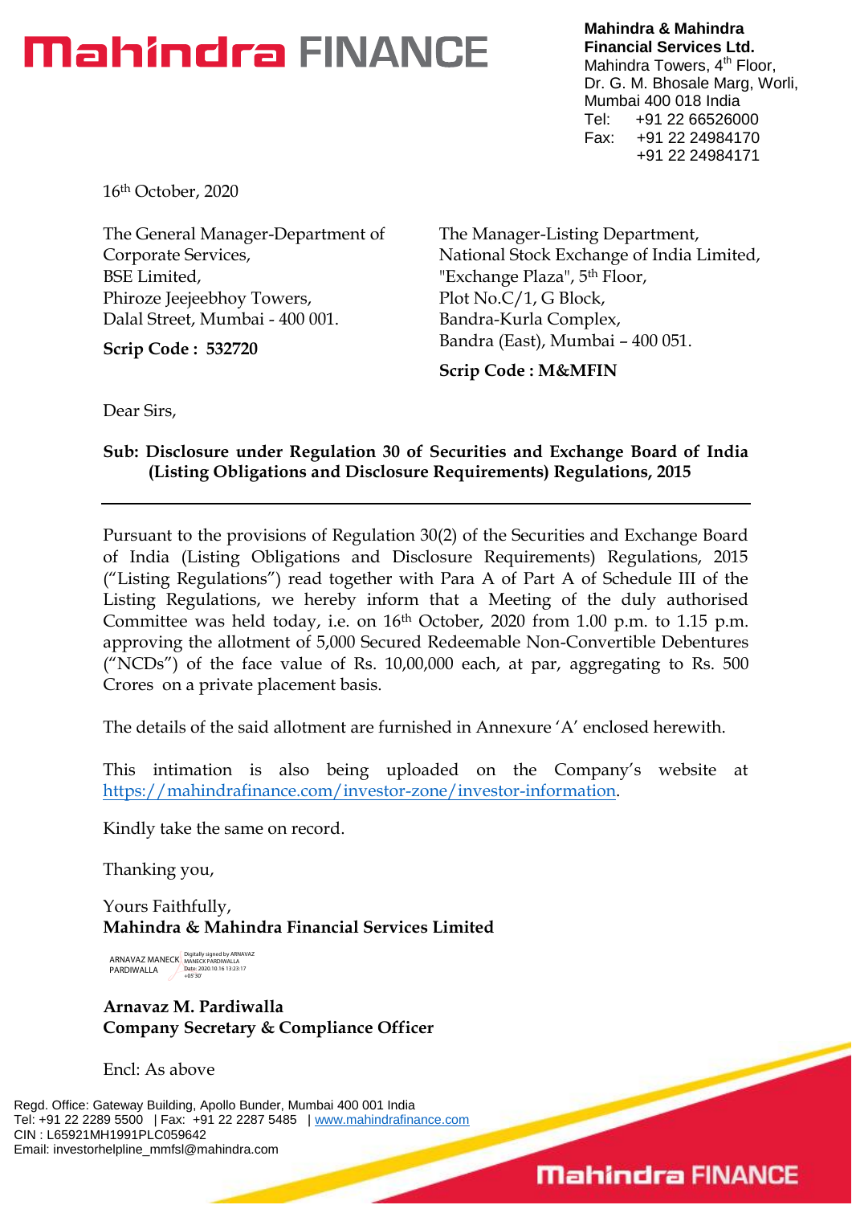# Mahindra FINANCE

**Mahindra & Mahindra Financial Services Ltd.**
Mahindra Towers, 4th Floor,
Dr. G. M. Bhosale Marg, Worli,
Mumbai 400 018 India
Tel: +91 22 66526000
Fax: +91 22 24984170
+91 22 24984171

16th October, 2020

The General Manager-Department of Corporate Services,
BSE Limited,
Phiroze Jeejeebhoy Towers,
Dalal Street, Mumbai - 400 001.

**Scrip Code : 532720**

The Manager-Listing Department,
National Stock Exchange of India Limited,
"Exchange Plaza", 5th Floor,
Plot No.C/1, G Block,
Bandra-Kurla Complex,
Bandra (East), Mumbai – 400 051.

**Scrip Code : M&MFIN**

Dear Sirs,

**Sub: Disclosure under Regulation 30 of Securities and Exchange Board of India (Listing Obligations and Disclosure Requirements) Regulations, 2015**

---

Pursuant to the provisions of Regulation 30(2) of the Securities and Exchange Board of India (Listing Obligations and Disclosure Requirements) Regulations, 2015 ("Listing Regulations") read together with Para A of Part A of Schedule III of the Listing Regulations, we hereby inform that a Meeting of the duly authorised Committee was held today, i.e. on 16th October, 2020 from 1.00 p.m. to 1.15 p.m. approving the allotment of 5,000 Secured Redeemable Non-Convertible Debentures ("NCDs") of the face value of Rs. 10,00,000 each, at par, aggregating to Rs. 500 Crores on a private placement basis.

The details of the said allotment are furnished in Annexure 'A' enclosed herewith.

This intimation is also being uploaded on the Company's website at https://mahindrafinance.com/investor-zone/investor-information.

Kindly take the same on record.

Thanking you,

Yours Faithfully,
**Mahindra & Mahindra Financial Services Limited**

ARNAVAZ MANECK PARDIWALLA
Digitally signed by ARNAVAZ MANECK PARDIWALLA
Date: 2020.10.16 13:23:17 +05'30'

**Arnavaz M. Pardiwalla**
**Company Secretary & Compliance Officer**

Encl: As above

Regd. Office: Gateway Building, Apollo Bunder, Mumbai 400 001 India
Tel: +91 22 2289 5500 | Fax: +91 22 2287 5485 | www.mahindrafinance.com
CIN : L65921MH1991PLC059642
Email: investorhelpline_mmfsl@mahindra.com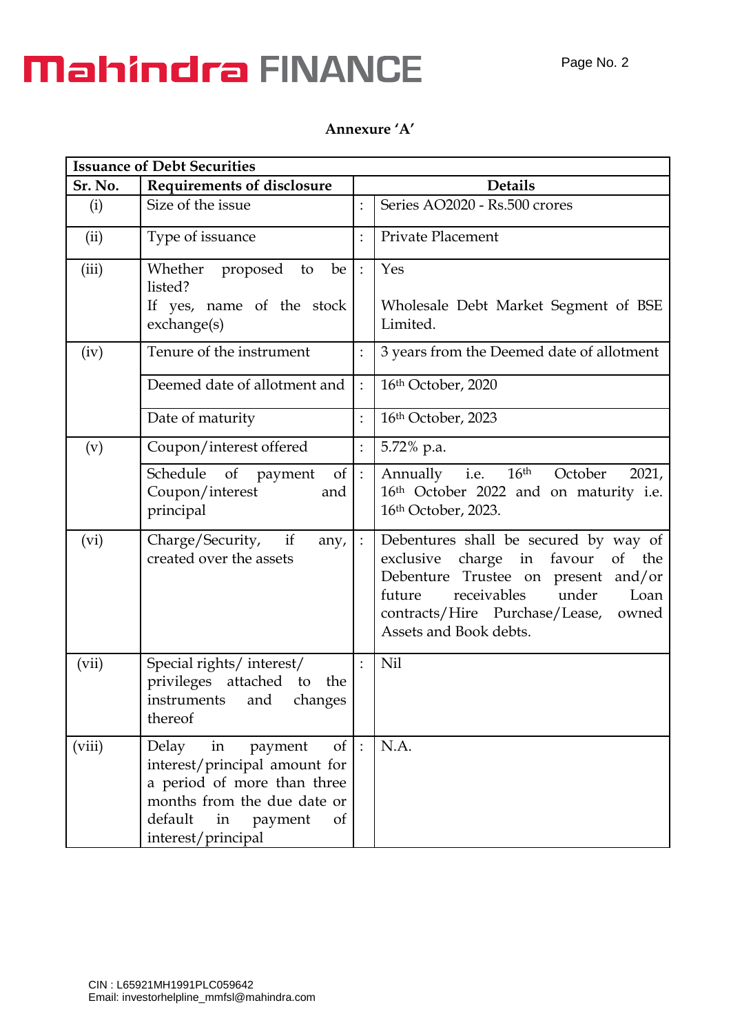## Annexure 'A'

| Issuance of Debt Securities | | | |
|---|---|---|---|
| **Sr. No.** | **Requirements of disclosure** | | **Details** |
| (i) | Size of the issue | : | Series AO2020 - Rs.500 crores |
| (ii) | Type of issuance | : | Private Placement |
| (iii) | Whether proposed to be listed? If yes, name of the stock exchange(s) | : | Yes<br><br>Wholesale Debt Market Segment of BSE Limited. |
| (iv) | Tenure of the instrument | : | 3 years from the Deemed date of allotment |
| | Deemed date of allotment and | : | 16th October, 2020 |
| | Date of maturity | : | 16th October, 2023 |
| (v) | Coupon/interest offered | : | 5.72% p.a. |
| | Schedule of payment of Coupon/interest and principal | : | Annually i.e. 16th October 2021, 16th October 2022 and on maturity i.e. 16th October, 2023. |
| (vi) | Charge/Security, if any, created over the assets | : | Debentures shall be secured by way of exclusive charge in favour of the Debenture Trustee on present and/or future receivables under Loan contracts/Hire Purchase/Lease, owned Assets and Book debts. |
| (vii) | Special rights/ interest/ privileges attached to the instruments and changes thereof | : | Nil |
| (viii) | Delay in payment of interest/principal amount for a period of more than three months from the due date or default in payment of interest/principal | : | N.A. |

CIN : L65921MH1991PLC059642
Email: investorhelpline_mmfsl@mahindra.com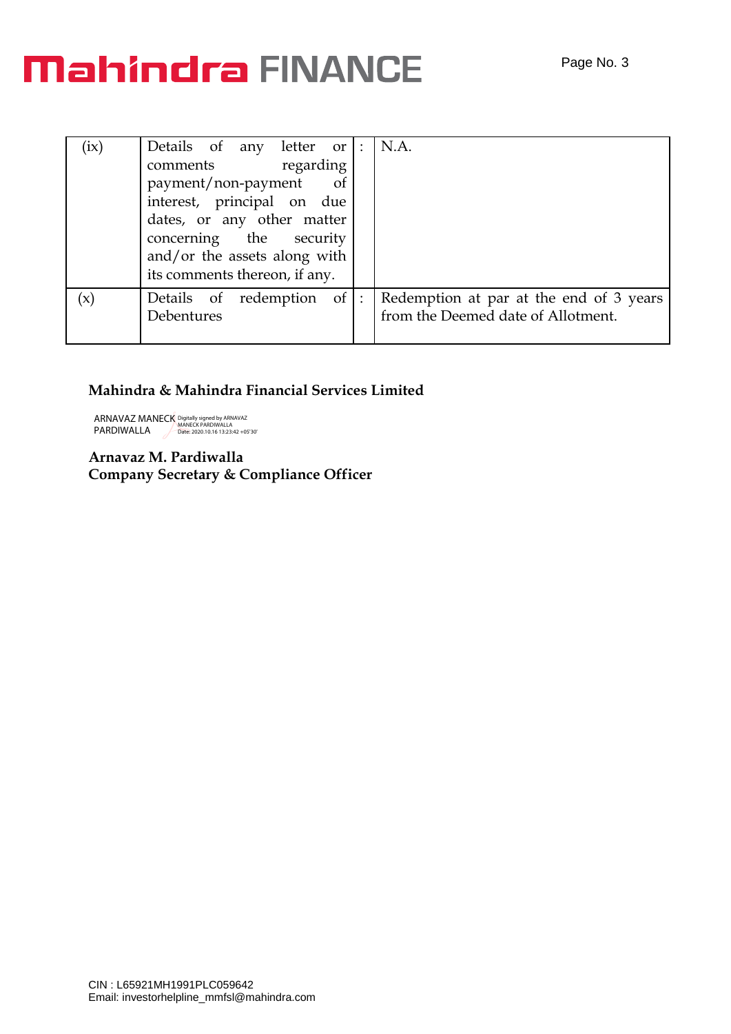| | | | |
|---|---|---|---|
| (ix) | Details of any letter or comments regarding payment/non-payment of interest, principal on due dates, or any other matter concerning the security and/or the assets along with its comments thereon, if any. | : | N.A. |
| (x) | Details of redemption of Debentures | : | Redemption at par at the end of 3 years from the Deemed date of Allotment. |

**Mahindra & Mahindra Financial Services Limited**

ARNAVAZ MANECK PARDIWALLA Digitally signed by ARNAVAZ MANECK PARDIWALLA Date: 2020.10.16 13:23:42 +05'30'

**Arnavaz M. Pardiwalla**
**Company Secretary & Compliance Officer**

CIN : L65921MH1991PLC059642
Email: investorhelpline_mmfsl@mahindra.com